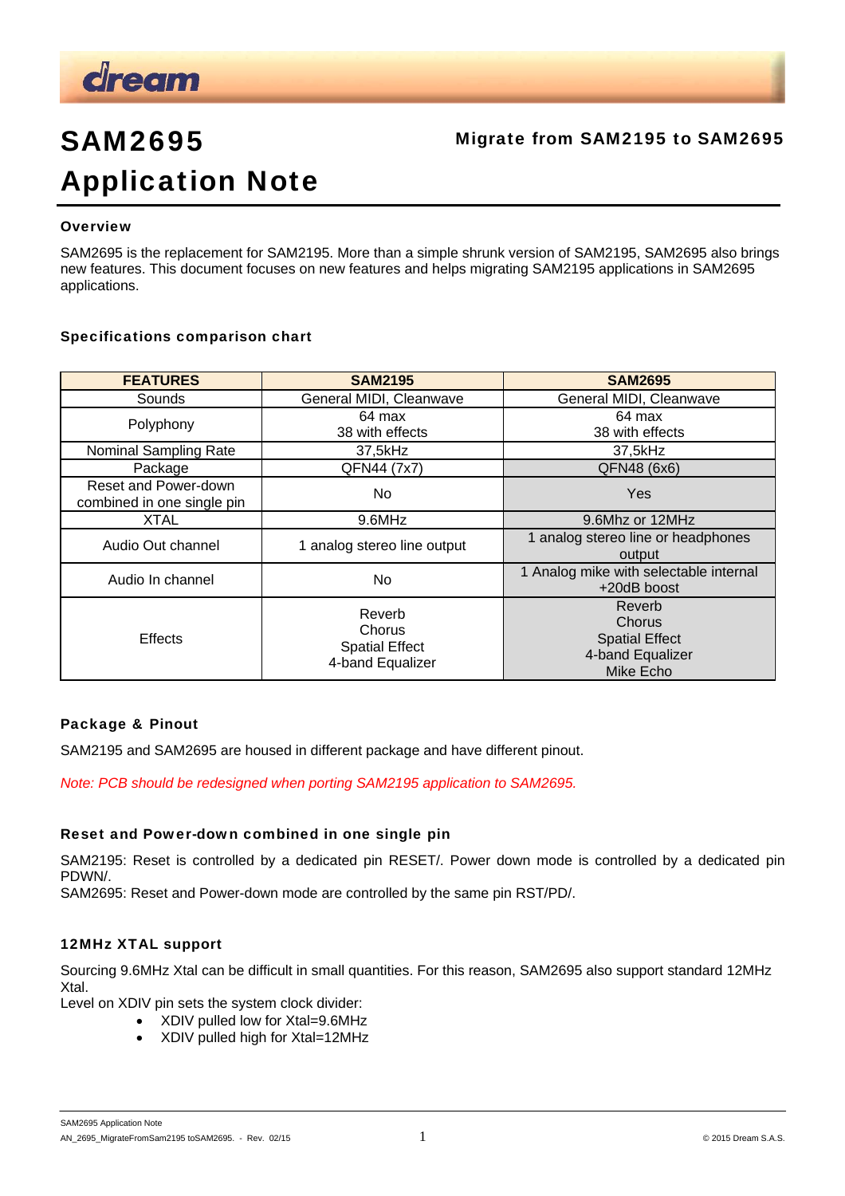# SAM2695 Application Note

**Migrate from SAM2195 to SAM2695**

### Overview

SAM2695 is the replacement for SAM2195. More than a simple shrunk version of SAM2195, SAM2695 also brings new features. This document focuses on new features and helps migrating SAM2195 applications in SAM2695 applications.

### Specifications comparison chart

| FEATURES | SAM2195 | SAM2695 |
|---|---|---|
| Sounds | General MIDI, Cleanwave | General MIDI, Cleanwave |
| Polyphony | 64 max<br>38 with effects | 64 max<br>38 with effects |
| Nominal Sampling Rate | 37,5kHz | 37,5kHz |
| Package | QFN44 (7x7) | QFN48 (6x6) |
| Reset and Power-down combined in one single pin | No | Yes |
| XTAL | 9.6MHz | 9.6Mhz or 12MHz |
| Audio Out channel | 1 analog stereo line output | 1 analog stereo line or headphones output |
| Audio In channel | No | 1 Analog mike with selectable internal +20dB boost |
| Effects | Reverb<br>Chorus<br>Spatial Effect<br>4-band Equalizer | Reverb<br>Chorus<br>Spatial Effect<br>4-band Equalizer<br>Mike Echo |

### Package & Pinout

SAM2195 and SAM2695 are housed in different package and have different pinout.

*Note: PCB should be redesigned when porting SAM2195 application to SAM2695.*

### Reset and Power-down combined in one single pin

SAM2195: Reset is controlled by a dedicated pin RESET/. Power down mode is controlled by a dedicated pin PDWN/.
SAM2695: Reset and Power-down mode are controlled by the same pin RST/PD/.

### 12MHz XTAL support

Sourcing 9.6MHz Xtal can be difficult in small quantities. For this reason, SAM2695 also support standard 12MHz Xtal.
Level on XDIV pin sets the system clock divider:

- XDIV pulled low for Xtal=9.6MHz
- XDIV pulled high for Xtal=12MHz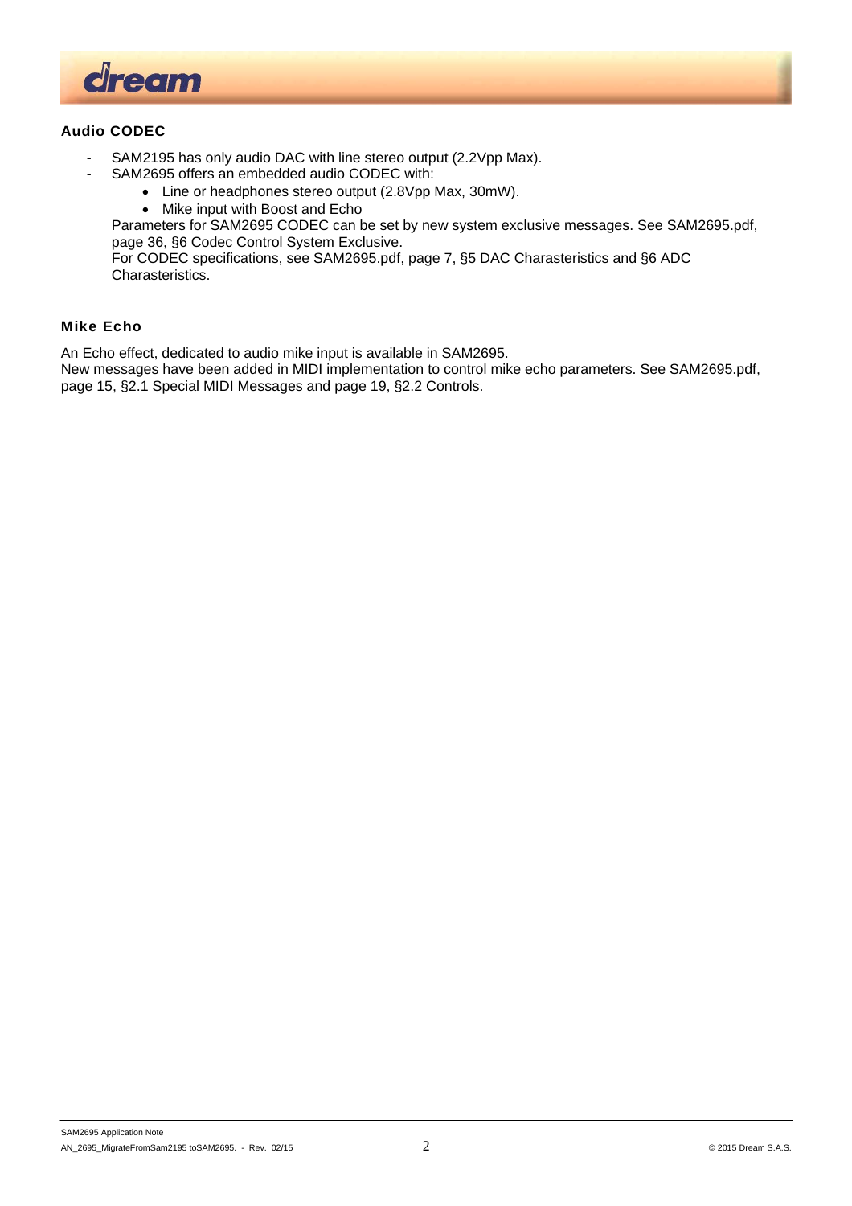## Audio CODEC

- SAM2195 has only audio DAC with line stereo output (2.2Vpp Max).
- SAM2695 offers an embedded audio CODEC with:
  - Line or headphones stereo output (2.8Vpp Max, 30mW).
  - Mike input with Boost and Echo

  Parameters for SAM2695 CODEC can be set by new system exclusive messages. See SAM2695.pdf, page 36, §6 Codec Control System Exclusive.
  For CODEC specifications, see SAM2695.pdf, page 7, §5 DAC Charasteristics and §6 ADC Charasteristics.

## Mike Echo

An Echo effect, dedicated to audio mike input is available in SAM2695.
New messages have been added in MIDI implementation to control mike echo parameters. See SAM2695.pdf, page 15, §2.1 Special MIDI Messages and page 19, §2.2 Controls.